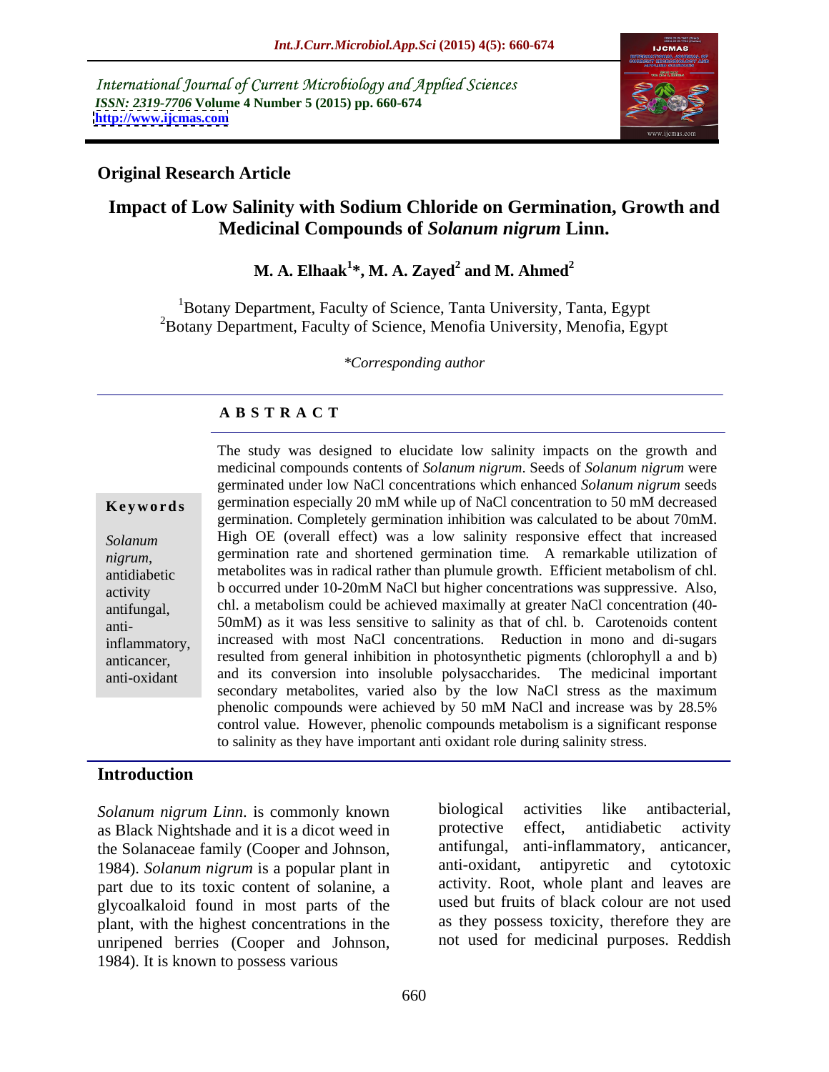International Journal of Current Microbiology and Applied Sciences
*ISSN: 2319-7706* **Volume 4 Number 5 (2015) pp. 660-674**
**http://www.ijcmas.com**

**Original Research Article**

# Impact of Low Salinity with Sodium Chloride on Germination, Growth and Medicinal Compounds of *Solanum nigrum* Linn.

**M. A. Elhaak[1]\*, M. A. Zayed[2] and M. Ahmed[2]**

[1]Botany Department, Faculty of Science, Tanta University, Tanta, Egypt
[2]Botany Department, Faculty of Science, Menofia University, Menofia, Egypt

*\*Corresponding author*

## ABSTRACT

**Keywords**

*Solanum nigrum*, antidiabetic activity antifungal, anti-inflammatory, anticancer, anti-oxidant

The study was designed to elucidate low salinity impacts on the growth and medicinal compounds contents of *Solanum nigrum*. Seeds of *Solanum nigrum* were germinated under low NaCl concentrations which enhanced *Solanum nigrum* seeds germination especially 20 mM while up of NaCl concentration to 50 mM decreased germination. Completely germination inhibition was calculated to be about 70mM. High OE (overall effect) was a low salinity responsive effect that increased germination rate and shortened germination time*.* A remarkable utilization of metabolites was in radical rather than plumule growth. Efficient metabolism of chl. b occurred under 10-20mM NaCl but higher concentrations was suppressive. Also, chl. a metabolism could be achieved maximally at greater NaCl concentration (40-50mM) as it was less sensitive to salinity as that of chl. b. Carotenoids content increased with most NaCl concentrations. Reduction in mono and di-sugars resulted from general inhibition in photosynthetic pigments (chlorophyll a and b) and its conversion into insoluble polysaccharides. The medicinal important secondary metabolites, varied also by the low NaCl stress as the maximum phenolic compounds were achieved by 50 mM NaCl and increase was by 28.5% control value. However, phenolic compounds metabolism is a significant response to salinity as they have important anti oxidant role during salinity stress.

## Introduction

*Solanum nigrum Linn*. is commonly known as Black Nightshade and it is a dicot weed in the Solanaceae family (Cooper and Johnson, 1984). *Solanum nigrum* is a popular plant in part due to its toxic content of solanine, a glycoalkaloid found in most parts of the plant, with the highest concentrations in the unripened berries (Cooper and Johnson, 1984). It is known to possess various biological activities like antibacterial, protective effect, antidiabetic activity antifungal, anti-inflammatory, anticancer, anti-oxidant, antipyretic and cytotoxic activity. Root, whole plant and leaves are used but fruits of black colour are not used as they possess toxicity, therefore they are not used for medicinal purposes. Reddish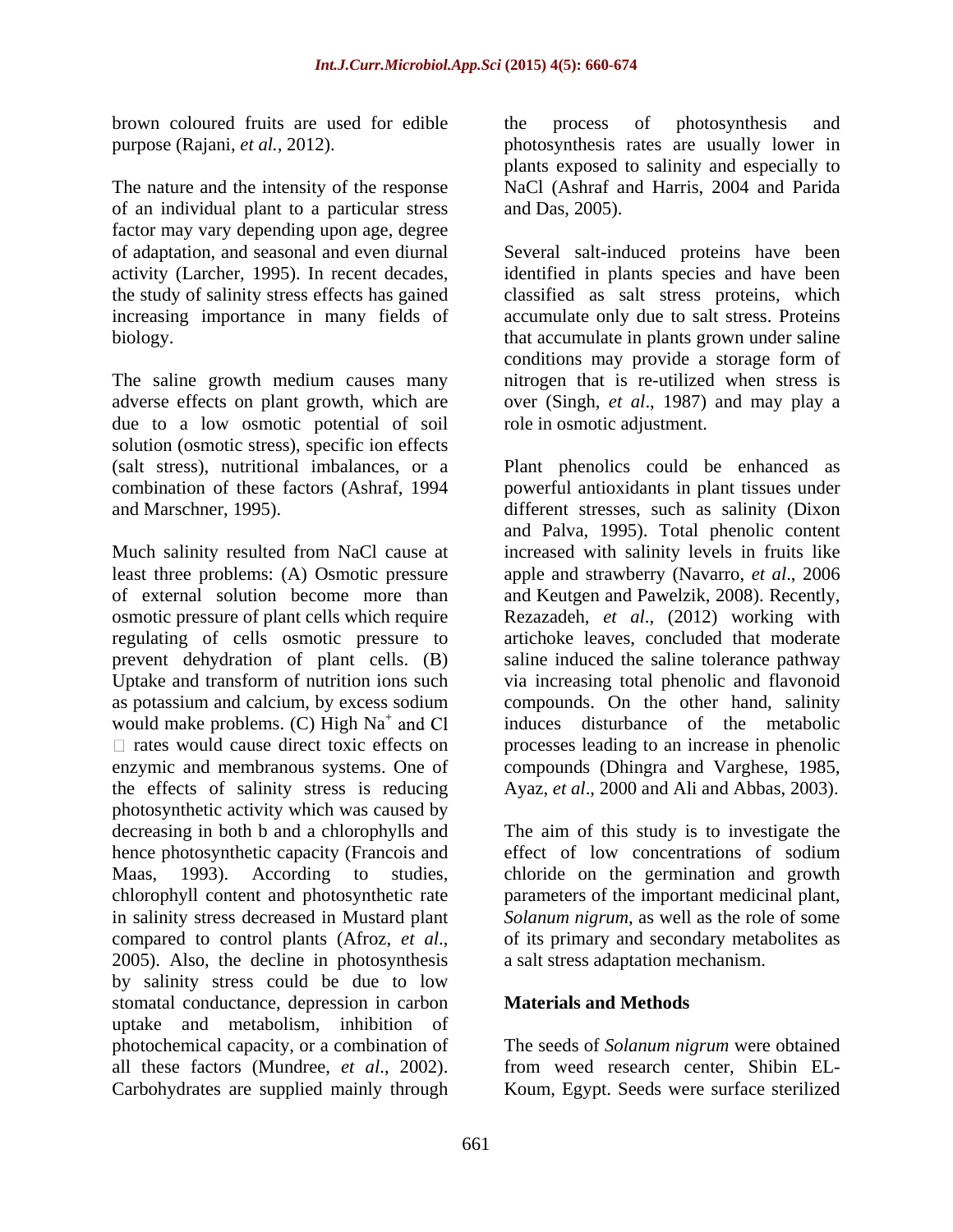brown coloured fruits are used for edible purpose (Rajani, *et al.,* 2012).

The nature and the intensity of the response of an individual plant to a particular stress factor may vary depending upon age, degree of adaptation, and seasonal and even diurnal activity (Larcher, 1995). In recent decades, the study of salinity stress effects has gained increasing importance in many fields of biology.

The saline growth medium causes many adverse effects on plant growth, which are due to a low osmotic potential of soil solution (osmotic stress), specific ion effects (salt stress), nutritional imbalances, or a combination of these factors (Ashraf, 1994 and Marschner, 1995).

Much salinity resulted from NaCl cause at least three problems: (A) Osmotic pressure of external solution become more than osmotic pressure of plant cells which require regulating of cells osmotic pressure to prevent dehydration of plant cells. (B) Uptake and transform of nutrition ions such as potassium and calcium, by excess sodium would make problems. (C) High $Na^+$ and Cl □ rates would cause direct toxic effects on enzymic and membranous systems. One of the effects of salinity stress is reducing photosynthetic activity which was caused by decreasing in both b and a chlorophylls and hence photosynthetic capacity (Francois and Maas, 1993). According to studies, chlorophyll content and photosynthetic rate in salinity stress decreased in Mustard plant compared to control plants (Afroz, *et al*., 2005). Also, the decline in photosynthesis by salinity stress could be due to low stomatal conductance, depression in carbon uptake and metabolism, inhibition of photochemical capacity, or a combination of all these factors (Mundree, *et al*., 2002). Carbohydrates are supplied mainly through the process of photosynthesis and photosynthesis rates are usually lower in plants exposed to salinity and especially to NaCl (Ashraf and Harris, 2004 and Parida and Das, 2005).

Several salt-induced proteins have been identified in plants species and have been classified as salt stress proteins, which accumulate only due to salt stress. Proteins that accumulate in plants grown under saline conditions may provide a storage form of nitrogen that is re-utilized when stress is over (Singh, *et al*., 1987) and may play a role in osmotic adjustment.

Plant phenolics could be enhanced as powerful antioxidants in plant tissues under different stresses, such as salinity (Dixon and Palva, 1995). Total phenolic content increased with salinity levels in fruits like apple and strawberry (Navarro, *et al*., 2006 and Keutgen and Pawelzik, 2008). Recently, Rezazadeh, *et al*., (2012) working with artichoke leaves, concluded that moderate saline induced the saline tolerance pathway via increasing total phenolic and flavonoid compounds. On the other hand, salinity induces disturbance of the metabolic processes leading to an increase in phenolic compounds (Dhingra and Varghese, 1985, Ayaz, *et al*., 2000 and Ali and Abbas, 2003).

The aim of this study is to investigate the effect of low concentrations of sodium chloride on the germination and growth parameters of the important medicinal plant, *Solanum nigrum*, as well as the role of some of its primary and secondary metabolites as a salt stress adaptation mechanism.

## Materials and Methods

The seeds of *Solanum nigrum* were obtained from weed research center, Shibin EL-Koum, Egypt. Seeds were surface sterilized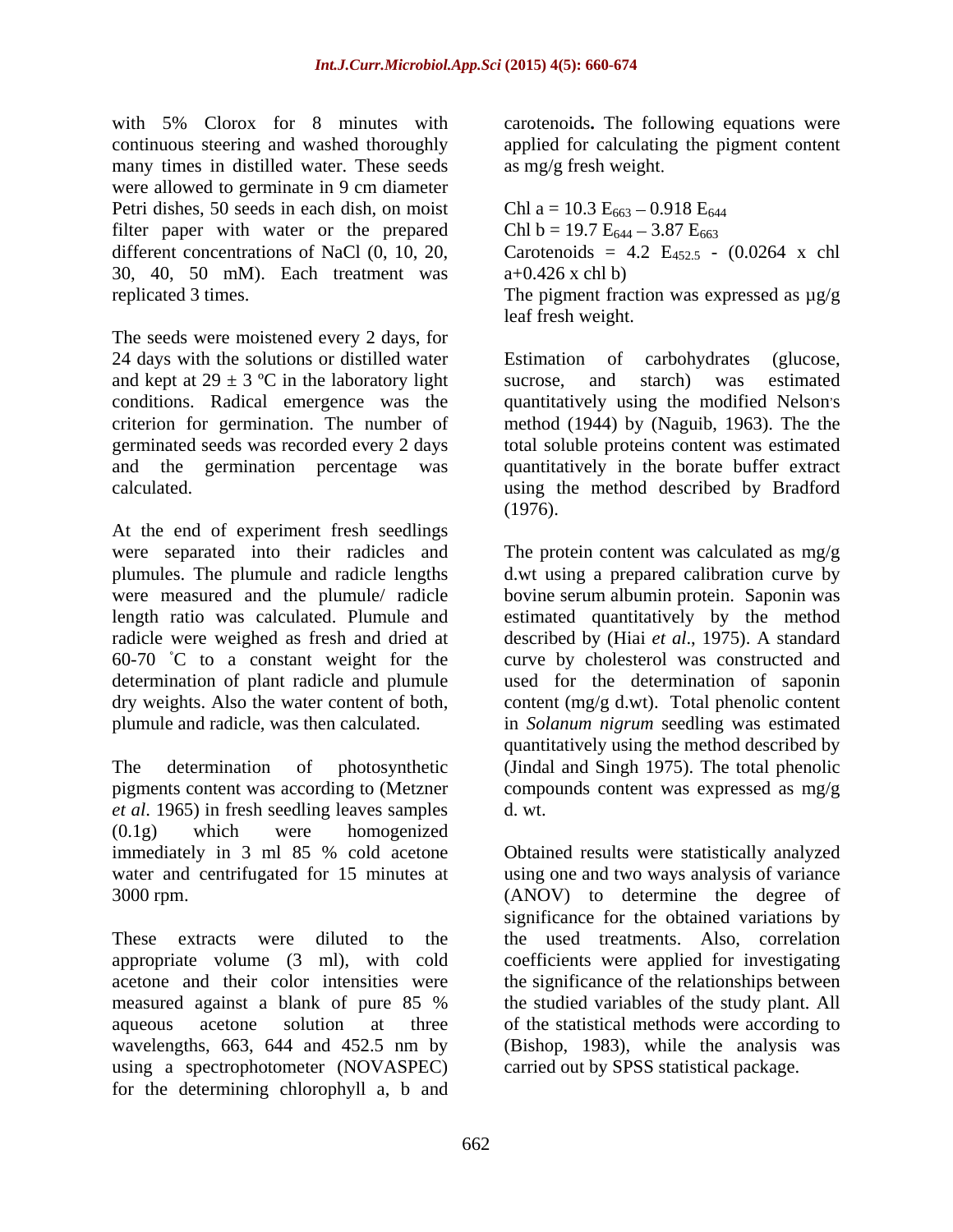with 5% Clorox for 8 minutes with continuous steering and washed thoroughly many times in distilled water. These seeds were allowed to germinate in 9 cm diameter Petri dishes, 50 seeds in each dish, on moist filter paper with water or the prepared different concentrations of NaCl (0, 10, 20, 30, 40, 50 mM). Each treatment was replicated 3 times.

The seeds were moistened every 2 days, for 24 days with the solutions or distilled water and kept at 29 ± 3 ºC in the laboratory light conditions. Radical emergence was the criterion for germination. The number of germinated seeds was recorded every 2 days and the germination percentage was calculated.

At the end of experiment fresh seedlings were separated into their radicles and plumules. The plumule and radicle lengths were measured and the plumule/ radicle length ratio was calculated. Plumule and radicle were weighed as fresh and dried at 60-70 ˚C to a constant weight for the determination of plant radicle and plumule dry weights. Also the water content of both, plumule and radicle, was then calculated.

The determination of photosynthetic pigments content was according to (Metzner *et al*. 1965) in fresh seedling leaves samples (0.1g) which were homogenized immediately in 3 ml 85 % cold acetone water and centrifugated for 15 minutes at 3000 rpm.

These extracts were diluted to the appropriate volume (3 ml), with cold acetone and their color intensities were measured against a blank of pure 85 % aqueous acetone solution at three wavelengths, 663, 644 and 452.5 nm by using a spectrophotometer (NOVASPEC) for the determining chlorophyll a, b and carotenoids**.** The following equations were applied for calculating the pigment content as mg/g fresh weight.

$$\text{Chl a} = 10.3\ E_{663} - 0.918\ E_{644}$$

$$\text{Chl b} = 19.7\ E_{644} - 3.87\ E_{663}$$

$$\text{Carotenoids} = 4.2\ E_{452.5} - (0.0264 \times \text{chl a} + 0.426 \times \text{chl b})$$

The pigment fraction was expressed as µg/g leaf fresh weight.

Estimation of carbohydrates (glucose, sucrose, and starch) was estimated quantitatively using the modified Nelson's method (1944) by (Naguib, 1963). The the total soluble proteins content was estimated quantitatively in the borate buffer extract using the method described by Bradford (1976).

The protein content was calculated as mg/g d.wt using a prepared calibration curve by bovine serum albumin protein. Saponin was estimated quantitatively by the method described by (Hiai *et al*., 1975). A standard curve by cholesterol was constructed and used for the determination of saponin content (mg/g d.wt). Total phenolic content in *Solanum nigrum* seedling was estimated quantitatively using the method described by (Jindal and Singh 1975). The total phenolic compounds content was expressed as mg/g d. wt.

Obtained results were statistically analyzed using one and two ways analysis of variance (ANOV) to determine the degree of significance for the obtained variations by the used treatments. Also, correlation coefficients were applied for investigating the significance of the relationships between the studied variables of the study plant. All of the statistical methods were according to (Bishop, 1983), while the analysis was carried out by SPSS statistical package.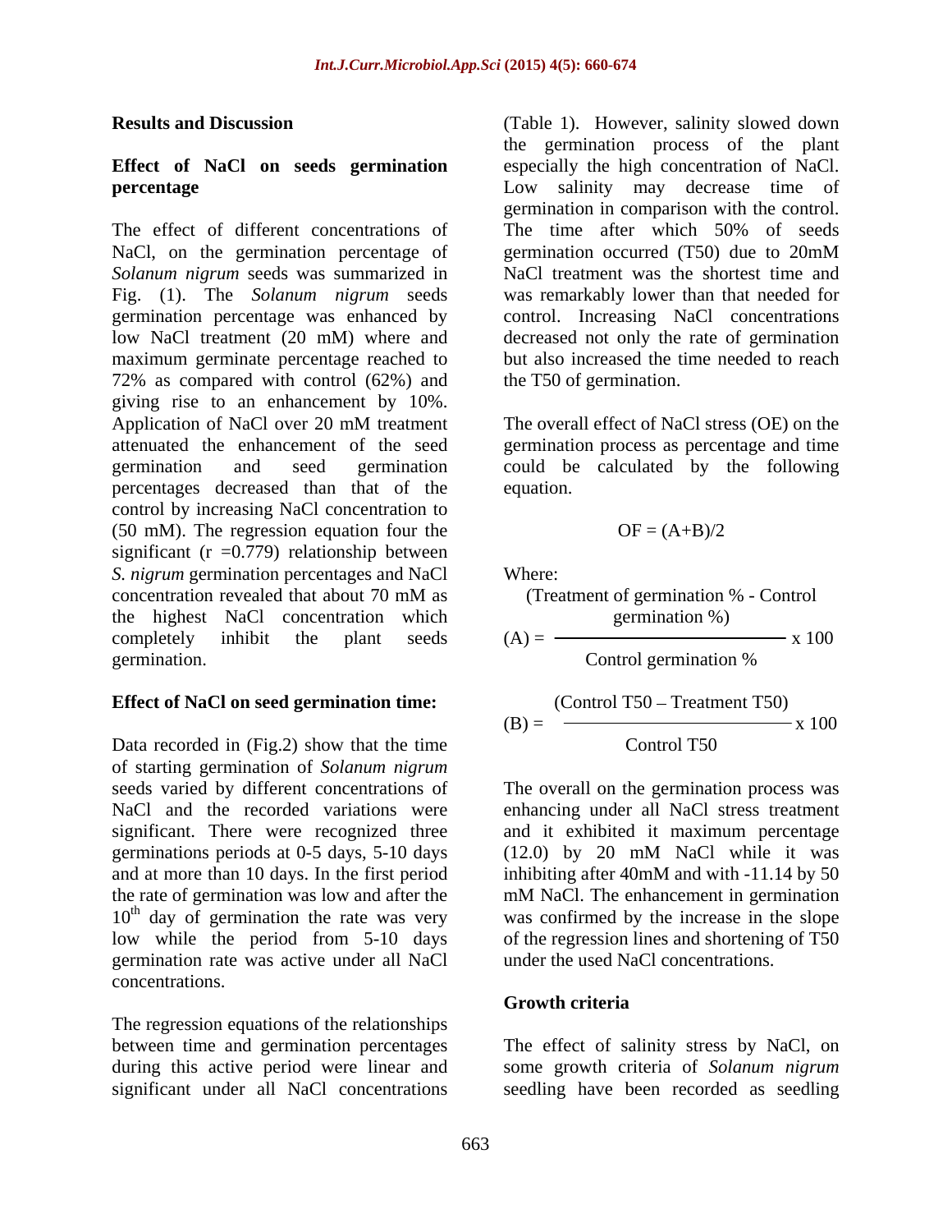## Results and Discussion

### Effect of NaCl on seeds germination percentage

The effect of different concentrations of NaCl, on the germination percentage of *Solanum nigrum* seeds was summarized in Fig. (1). The *Solanum nigrum* seeds germination percentage was enhanced by low NaCl treatment (20 mM) where and maximum germinate percentage reached to 72% as compared with control (62%) and giving rise to an enhancement by 10%. Application of NaCl over 20 mM treatment attenuated the enhancement of the seed germination and seed germination percentages decreased than that of the control by increasing NaCl concentration to (50 mM). The regression equation four the significant (r =0.779) relationship between *S. nigrum* germination percentages and NaCl concentration revealed that about 70 mM as the highest NaCl concentration which completely inhibit the plant seeds germination.

### Effect of NaCl on seed germination time:

Data recorded in (Fig.2) show that the time of starting germination of *Solanum nigrum* seeds varied by different concentrations of NaCl and the recorded variations were significant. There were recognized three germinations periods at 0-5 days, 5-10 days and at more than 10 days. In the first period the rate of germination was low and after the $10^{th}$ day of germination the rate was very low while the period from 5-10 days germination rate was active under all NaCl concentrations.

The regression equations of the relationships between time and germination percentages during this active period were linear and significant under all NaCl concentrations (Table 1). However, salinity slowed down the germination process of the plant especially the high concentration of NaCl. Low salinity may decrease time of germination in comparison with the control. The time after which 50% of seeds germination occurred (T50) due to 20mM NaCl treatment was the shortest time and was remarkably lower than that needed for control. Increasing NaCl concentrations decreased not only the rate of germination but also increased the time needed to reach the T50 of germination.

The overall effect of NaCl stress (OE) on the germination process as percentage and time could be calculated by the following equation.

$$OF = (A+B)/2$$

Where:

$$(A) = \frac{\text{(Treatment of germination \% - Control germination \%)}}{\text{Control germination \%}} \times 100$$

$$(B) = \frac{\text{(Control T50 – Treatment T50)}}{\text{Control T50}} \times 100$$

The overall on the germination process was enhancing under all NaCl stress treatment and it exhibited it maximum percentage (12.0) by 20 mM NaCl while it was inhibiting after 40mM and with -11.14 by 50 mM NaCl. The enhancement in germination was confirmed by the increase in the slope of the regression lines and shortening of T50 under the used NaCl concentrations.

### Growth criteria

The effect of salinity stress by NaCl, on some growth criteria of *Solanum nigrum* seedling have been recorded as seedling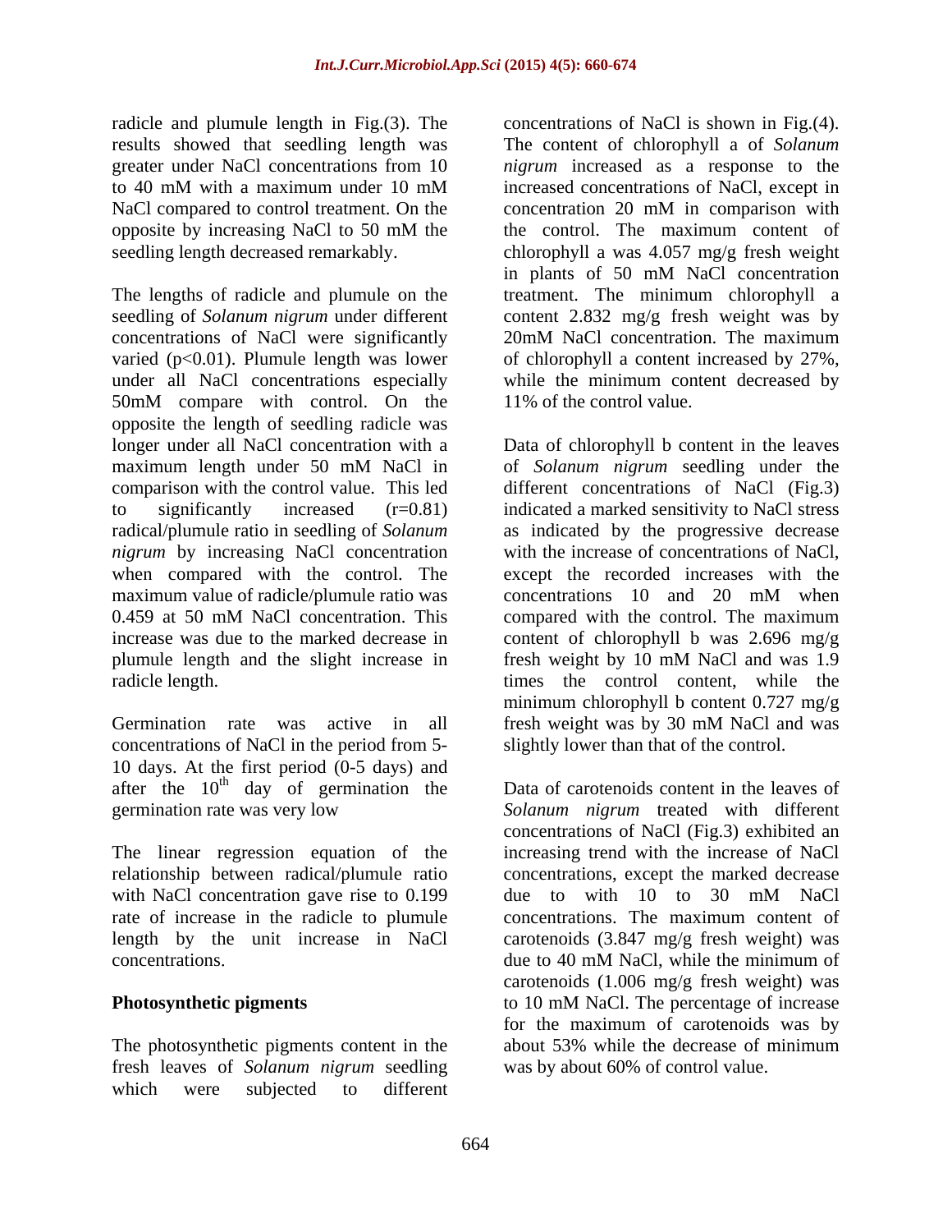radicle and plumule length in Fig.(3). The results showed that seedling length was greater under NaCl concentrations from 10 to 40 mM with a maximum under 10 mM NaCl compared to control treatment. On the opposite by increasing NaCl to 50 mM the seedling length decreased remarkably.

The lengths of radicle and plumule on the seedling of *Solanum nigrum* under different concentrations of NaCl were significantly varied ($p<0.01$). Plumule length was lower under all NaCl concentrations especially 50mM compare with control. On the opposite the length of seedling radicle was longer under all NaCl concentration with a maximum length under 50 mM NaCl in comparison with the control value. This led to significantly increased ($r=0.81$) radical/plumule ratio in seedling of *Solanum nigrum* by increasing NaCl concentration when compared with the control. The maximum value of radicle/plumule ratio was 0.459 at 50 mM NaCl concentration. This increase was due to the marked decrease in plumule length and the slight increase in radicle length.

Germination rate was active in all concentrations of NaCl in the period from 5-10 days. At the first period (0-5 days) and after the 10th day of germination the germination rate was very low

The linear regression equation of the relationship between radical/plumule ratio with NaCl concentration gave rise to 0.199 rate of increase in the radicle to plumule length by the unit increase in NaCl concentrations.

## Photosynthetic pigments

The photosynthetic pigments content in the fresh leaves of *Solanum nigrum* seedling which were subjected to different concentrations of NaCl is shown in Fig.(4). The content of chlorophyll a of *Solanum nigrum* increased as a response to the increased concentrations of NaCl, except in concentration 20 mM in comparison with the control. The maximum content of chlorophyll a was 4.057 mg/g fresh weight in plants of 50 mM NaCl concentration treatment. The minimum chlorophyll a content 2.832 mg/g fresh weight was by 20mM NaCl concentration. The maximum of chlorophyll a content increased by 27%, while the minimum content decreased by 11% of the control value.

Data of chlorophyll b content in the leaves of *Solanum nigrum* seedling under the different concentrations of NaCl (Fig.3) indicated a marked sensitivity to NaCl stress as indicated by the progressive decrease with the increase of concentrations of NaCl, except the recorded increases with the concentrations 10 and 20 mM when compared with the control. The maximum content of chlorophyll b was 2.696 mg/g fresh weight by 10 mM NaCl and was 1.9 times the control content, while the minimum chlorophyll b content 0.727 mg/g fresh weight was by 30 mM NaCl and was slightly lower than that of the control.

Data of carotenoids content in the leaves of *Solanum nigrum* treated with different concentrations of NaCl (Fig.3) exhibited an increasing trend with the increase of NaCl concentrations, except the marked decrease due to with 10 to 30 mM NaCl concentrations. The maximum content of carotenoids (3.847 mg/g fresh weight) was due to 40 mM NaCl, while the minimum of carotenoids (1.006 mg/g fresh weight) was to 10 mM NaCl. The percentage of increase for the maximum of carotenoids was by about 53% while the decrease of minimum was by about 60% of control value.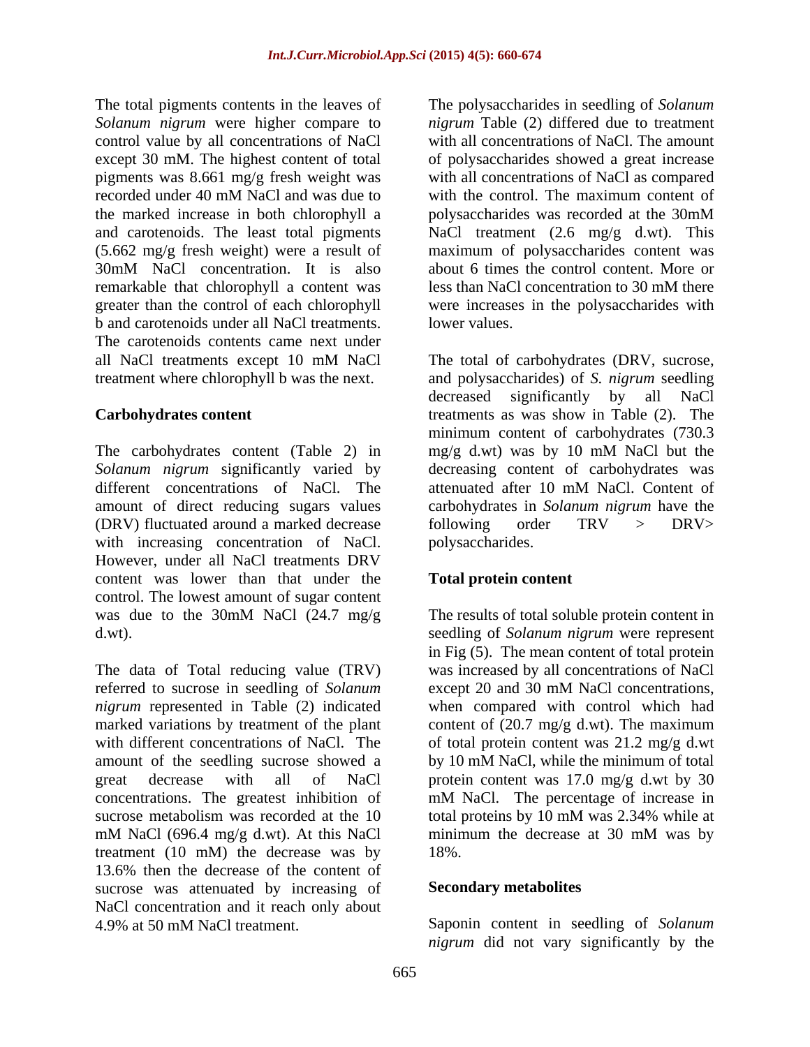The total pigments contents in the leaves of *Solanum nigrum* were higher compare to control value by all concentrations of NaCl except 30 mM. The highest content of total pigments was 8.661 mg/g fresh weight was recorded under 40 mM NaCl and was due to the marked increase in both chlorophyll a and carotenoids. The least total pigments (5.662 mg/g fresh weight) were a result of 30mM NaCl concentration. It is also remarkable that chlorophyll a content was greater than the control of each chlorophyll b and carotenoids under all NaCl treatments. The carotenoids contents came next under all NaCl treatments except 10 mM NaCl treatment where chlorophyll b was the next.

**Carbohydrates content**

The carbohydrates content (Table 2) in *Solanum nigrum* significantly varied by different concentrations of NaCl. The amount of direct reducing sugars values (DRV) fluctuated around a marked decrease with increasing concentration of NaCl. However, under all NaCl treatments DRV content was lower than that under the control. The lowest amount of sugar content was due to the 30mM NaCl (24.7 mg/g d.wt).

The data of Total reducing value (TRV) referred to sucrose in seedling of *Solanum nigrum* represented in Table (2) indicated marked variations by treatment of the plant with different concentrations of NaCl. The amount of the seedling sucrose showed a great decrease with all of NaCl concentrations. The greatest inhibition of sucrose metabolism was recorded at the 10 mM NaCl (696.4 mg/g d.wt). At this NaCl treatment (10 mM) the decrease was by 13.6% then the decrease of the content of sucrose was attenuated by increasing of NaCl concentration and it reach only about 4.9% at 50 mM NaCl treatment.

The polysaccharides in seedling of *Solanum nigrum* Table (2) differed due to treatment with all concentrations of NaCl. The amount of polysaccharides showed a great increase with all concentrations of NaCl as compared with the control. The maximum content of polysaccharides was recorded at the 30mM NaCl treatment (2.6 mg/g d.wt). This maximum of polysaccharides content was about 6 times the control content. More or less than NaCl concentration to 30 mM there were increases in the polysaccharides with lower values.

The total of carbohydrates (DRV, sucrose, and polysaccharides) of *S. nigrum* seedling decreased significantly by all NaCl treatments as was show in Table (2). The minimum content of carbohydrates (730.3 mg/g d.wt) was by 10 mM NaCl but the decreasing content of carbohydrates was attenuated after 10 mM NaCl. Content of carbohydrates in *Solanum nigrum* have the following order TRV > DRV> polysaccharides.

**Total protein content**

The results of total soluble protein content in seedling of *Solanum nigrum* were represent in Fig (5). The mean content of total protein was increased by all concentrations of NaCl except 20 and 30 mM NaCl concentrations, when compared with control which had content of (20.7 mg/g d.wt). The maximum of total protein content was 21.2 mg/g d.wt by 10 mM NaCl, while the minimum of total protein content was 17.0 mg/g d.wt by 30 mM NaCl. The percentage of increase in total proteins by 10 mM was 2.34% while at minimum the decrease at 30 mM was by 18%.

**Secondary metabolites**

Saponin content in seedling of *Solanum nigrum* did not vary significantly by the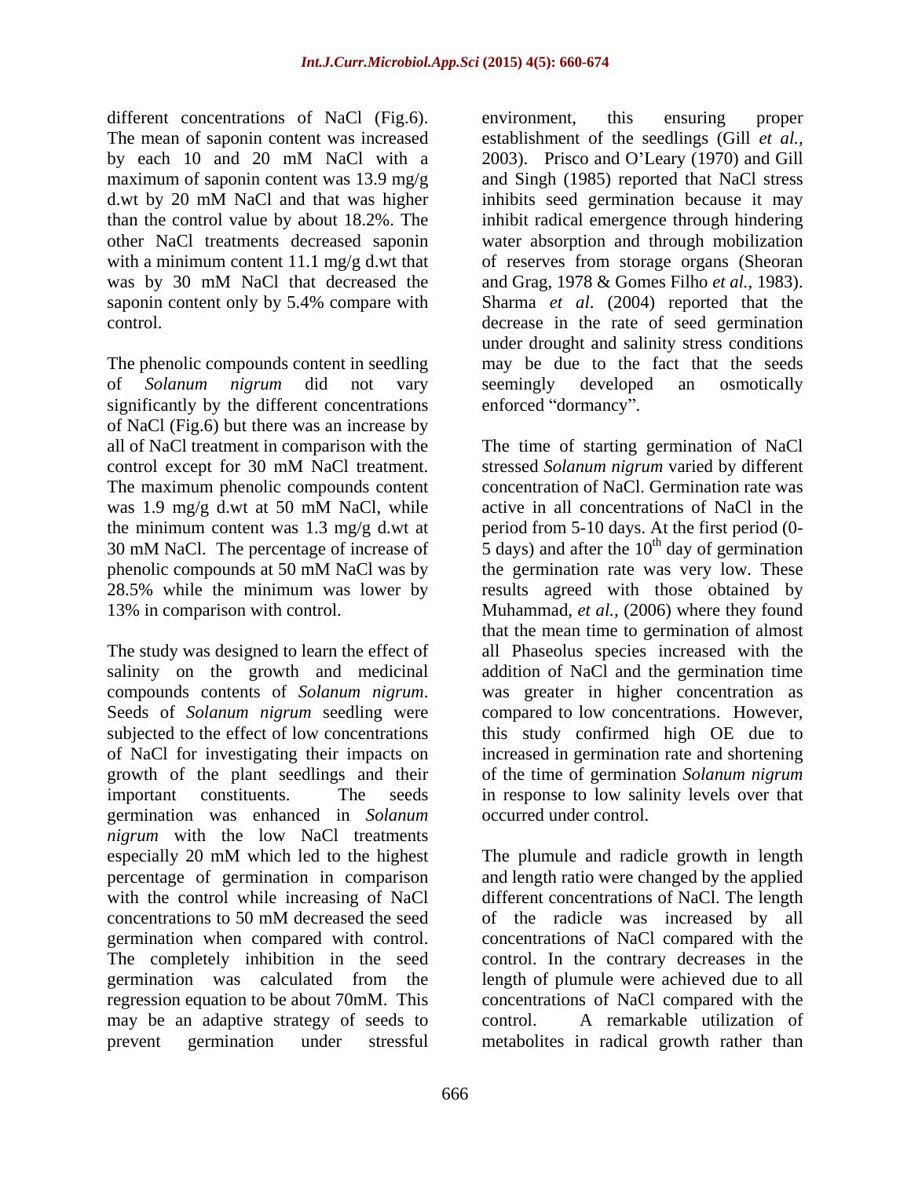different concentrations of NaCl (Fig.6). The mean of saponin content was increased by each 10 and 20 mM NaCl with a maximum of saponin content was 13.9 mg/g d.wt by 20 mM NaCl and that was higher than the control value by about 18.2%. The other NaCl treatments decreased saponin with a minimum content 11.1 mg/g d.wt that was by 30 mM NaCl that decreased the saponin content only by 5.4% compare with control.

The phenolic compounds content in seedling of *Solanum nigrum* did not vary significantly by the different concentrations of NaCl (Fig.6) but there was an increase by all of NaCl treatment in comparison with the control except for 30 mM NaCl treatment. The maximum phenolic compounds content was 1.9 mg/g d.wt at 50 mM NaCl, while the minimum content was 1.3 mg/g d.wt at 30 mM NaCl. The percentage of increase of phenolic compounds at 50 mM NaCl was by 28.5% while the minimum was lower by 13% in comparison with control.

The study was designed to learn the effect of salinity on the growth and medicinal compounds contents of *Solanum nigrum*. Seeds of *Solanum nigrum* seedling were subjected to the effect of low concentrations of NaCl for investigating their impacts on growth of the plant seedlings and their important constituents. The seeds germination was enhanced in *Solanum nigrum* with the low NaCl treatments especially 20 mM which led to the highest percentage of germination in comparison with the control while increasing of NaCl concentrations to 50 mM decreased the seed germination when compared with control. The completely inhibition in the seed germination was calculated from the regression equation to be about 70mM. This may be an adaptive strategy of seeds to prevent germination under stressful environment, this ensuring proper establishment of the seedlings (Gill *et al.*, 2003). Prisco and O'Leary (1970) and Gill and Singh (1985) reported that NaCl stress inhibits seed germination because it may inhibit radical emergence through hindering water absorption and through mobilization of reserves from storage organs (Sheoran and Grag, 1978 & Gomes Filho *et al.*, 1983). Sharma *et al*. (2004) reported that the decrease in the rate of seed germination under drought and salinity stress conditions may be due to the fact that the seeds seemingly developed an osmotically enforced "dormancy".

The time of starting germination of NaCl stressed *Solanum nigrum* varied by different concentration of NaCl. Germination rate was active in all concentrations of NaCl in the period from 5-10 days. At the first period (0-5 days) and after the 10th day of germination the germination rate was very low. These results agreed with those obtained by Muhammad, *et al.*, (2006) where they found that the mean time to germination of almost all Phaseolus species increased with the addition of NaCl and the germination time was greater in higher concentration as compared to low concentrations. However, this study confirmed high OE due to increased in germination rate and shortening of the time of germination *Solanum nigrum* in response to low salinity levels over that occurred under control.

The plumule and radicle growth in length and length ratio were changed by the applied different concentrations of NaCl. The length of the radicle was increased by all concentrations of NaCl compared with the control. In the contrary decreases in the length of plumule were achieved due to all concentrations of NaCl compared with the control. A remarkable utilization of metabolites in radical growth rather than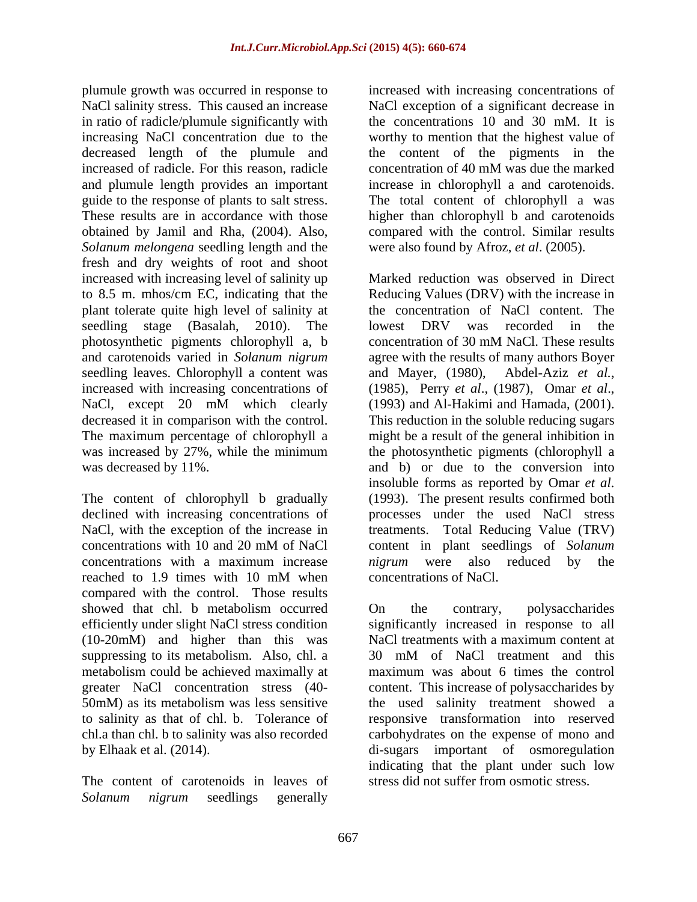plumule growth was occurred in response to NaCl salinity stress. This caused an increase in ratio of radicle/plumule significantly with increasing NaCl concentration due to the decreased length of the plumule and increased of radicle. For this reason, radicle and plumule length provides an important guide to the response of plants to salt stress. These results are in accordance with those obtained by Jamil and Rha, (2004). Also, *Solanum melongena* seedling length and the fresh and dry weights of root and shoot increased with increasing level of salinity up to 8.5 m. mhos/cm EC, indicating that the plant tolerate quite high level of salinity at seedling stage (Basalah, 2010). The photosynthetic pigments chlorophyll a, b and carotenoids varied in *Solanum nigrum* seedling leaves. Chlorophyll a content was increased with increasing concentrations of NaCl, except 20 mM which clearly decreased it in comparison with the control. The maximum percentage of chlorophyll a was increased by 27%, while the minimum was decreased by 11%.

The content of chlorophyll b gradually declined with increasing concentrations of NaCl, with the exception of the increase in concentrations with 10 and 20 mM of NaCl concentrations with a maximum increase reached to 1.9 times with 10 mM when compared with the control. Those results showed that chl. b metabolism occurred efficiently under slight NaCl stress condition (10-20mM) and higher than this was suppressing to its metabolism. Also, chl. a metabolism could be achieved maximally at greater NaCl concentration stress (40-50mM) as its metabolism was less sensitive to salinity as that of chl. b. Tolerance of chl.a than chl. b to salinity was also recorded by Elhaak et al. (2014).

The content of carotenoids in leaves of *Solanum nigrum* seedlings generally increased with increasing concentrations of NaCl exception of a significant decrease in the concentrations 10 and 30 mM. It is worthy to mention that the highest value of the content of the pigments in the concentration of 40 mM was due the marked increase in chlorophyll a and carotenoids. The total content of chlorophyll a was higher than chlorophyll b and carotenoids compared with the control. Similar results were also found by Afroz, *et al*. (2005).

Marked reduction was observed in Direct Reducing Values (DRV) with the increase in the concentration of NaCl content. The lowest DRV was recorded in the concentration of 30 mM NaCl. These results agree with the results of many authors Boyer and Mayer, (1980), Abdel-Aziz *et al.*, (1985), Perry *et al*., (1987), Omar *et al*., (1993) and Al-Hakimi and Hamada, (2001). This reduction in the soluble reducing sugars might be a result of the general inhibition in the photosynthetic pigments (chlorophyll a and b) or due to the conversion into insoluble forms as reported by Omar *et al*. (1993). The present results confirmed both processes under the used NaCl stress treatments. Total Reducing Value (TRV) content in plant seedlings of *Solanum nigrum* were also reduced by the concentrations of NaCl.

On the contrary, polysaccharides significantly increased in response to all NaCl treatments with a maximum content at 30 mM of NaCl treatment and this maximum was about 6 times the control content. This increase of polysaccharides by the used salinity treatment showed a responsive transformation into reserved carbohydrates on the expense of mono and di-sugars important of osmoregulation indicating that the plant under such low stress did not suffer from osmotic stress.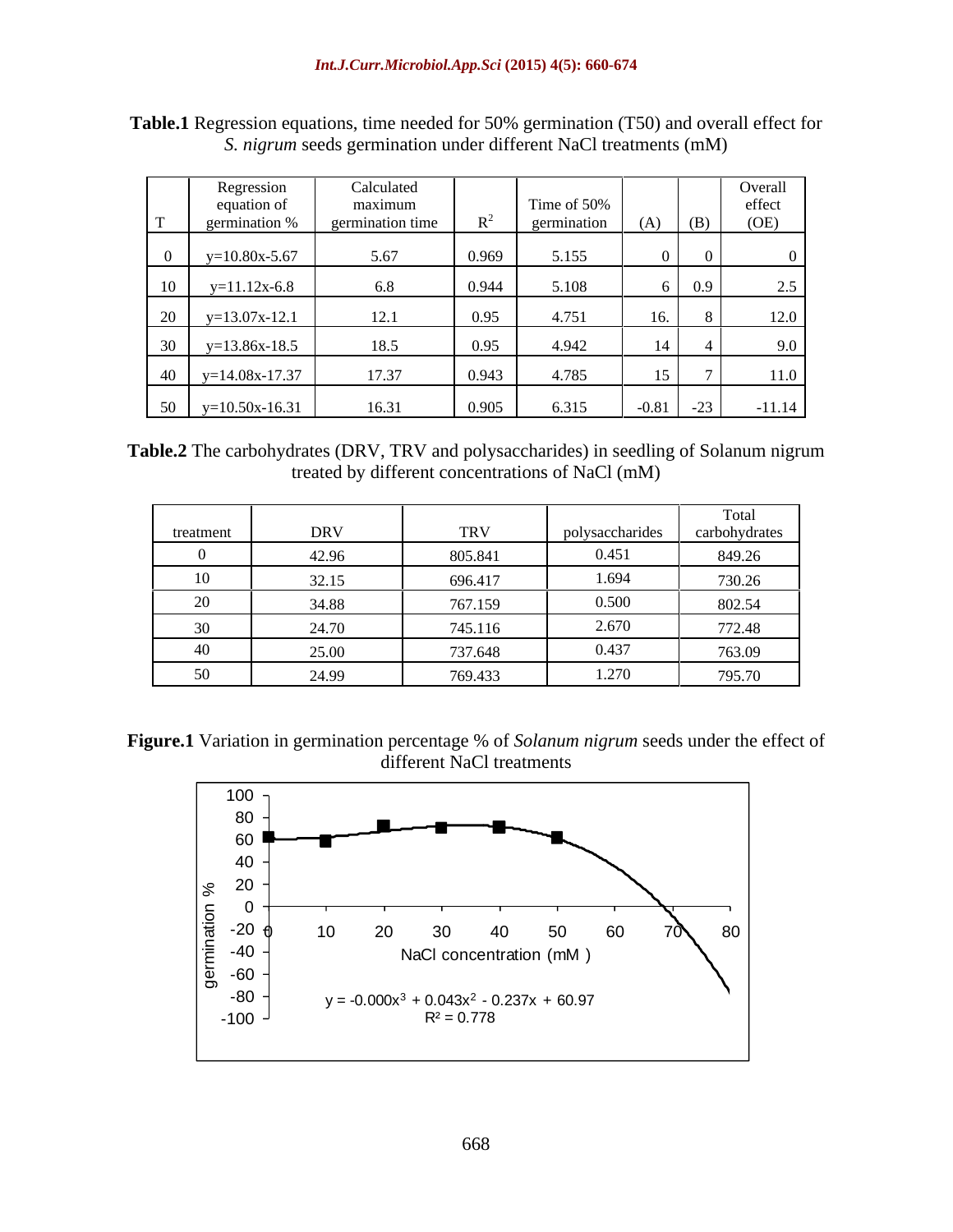**Table.1** Regression equations, time needed for 50% germination (T50) and overall effect for *S. nigrum* seeds germination under different NaCl treatments (mM)

| T | Regression equation of germination % | Calculated maximum germination time | $R^2$ | Time of 50% germination | (A) | (B) | Overall effect (OE) |
|---|---|---|---|---|---|---|---|
| 0 | y=10.80x-5.67 | 5.67 | 0.969 | 5.155 | 0 | 0 | 0 |
| 10 | y=11.12x-6.8 | 6.8 | 0.944 | 5.108 | 6 | 0.9 | 2.5 |
| 20 | y=13.07x-12.1 | 12.1 | 0.95 | 4.751 | 16. | 8 | 12.0 |
| 30 | y=13.86x-18.5 | 18.5 | 0.95 | 4.942 | 14 | 4 | 9.0 |
| 40 | y=14.08x-17.37 | 17.37 | 0.943 | 4.785 | 15 | 7 | 11.0 |
| 50 | y=10.50x-16.31 | 16.31 | 0.905 | 6.315 | -0.81 | -23 | -11.14 |

**Table.2** The carbohydrates (DRV, TRV and polysaccharides) in seedling of Solanum nigrum treated by different concentrations of NaCl (mM)

| treatment | DRV | TRV | polysaccharides | Total carbohydrates |
|---|---|---|---|---|
| 0 | 42.96 | 805.841 | 0.451 | 849.26 |
| 10 | 32.15 | 696.417 | 1.694 | 730.26 |
| 20 | 34.88 | 767.159 | 0.500 | 802.54 |
| 30 | 24.70 | 745.116 | 2.670 | 772.48 |
| 40 | 25.00 | 737.648 | 0.437 | 763.09 |
| 50 | 24.99 | 769.433 | 1.270 | 795.70 |

**Figure.1** Variation in germination percentage % of *Solanum nigrum* seeds under the effect of different NaCl treatments

germination %

100
80
60
40
20
0
-20
-40
-60
-80
-100

0 10 20 30 40 50 60 70 80

NaCl concentration (mM )

$y = -0.000x^3 + 0.043x^2 - 0.237x + 60.97$

$R^2 = 0.778$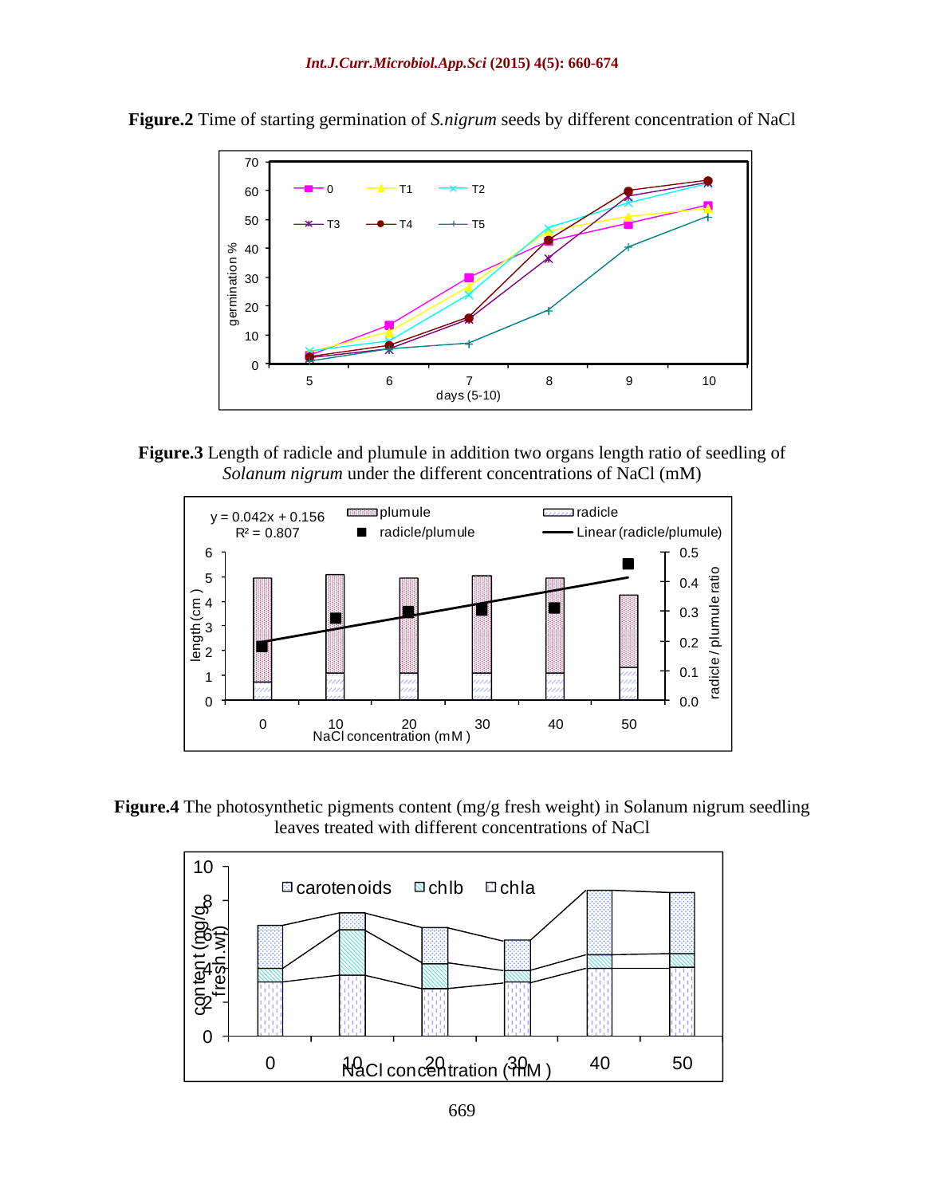**Figure.2** Time of starting germination of *S.nigrum* seeds by different concentration of NaCl

70
60
50
40
30
20
10
0
germination %
0 T1 T2
T3 T4 T5
5 6 7 8 9 10
days (5-10)

**Figure.3** Length of radicle and plumule in addition two organs length ratio of seedling of *Solanum nigrum* under the different concentrations of NaCl (mM)

y = 0.042x + 0.156
$R^2$ = 0.807
plumule
radicle/plumule
radicle
Linear (radicle/plumule)
length (cm)
radicle / plumule ratio
0 10 20 30 40 50
NaCl concentration (mM)

**Figure.4** The photosynthetic pigments content (mg/g fresh weight) in Solanum nigrum seedling leaves treated with different concentrations of NaCl

10
8
6
4
2
0
content (mg/g fresh.wt)
carotenoids chlb chla
0 10 20 30 40 50
NaCl concentration (mM)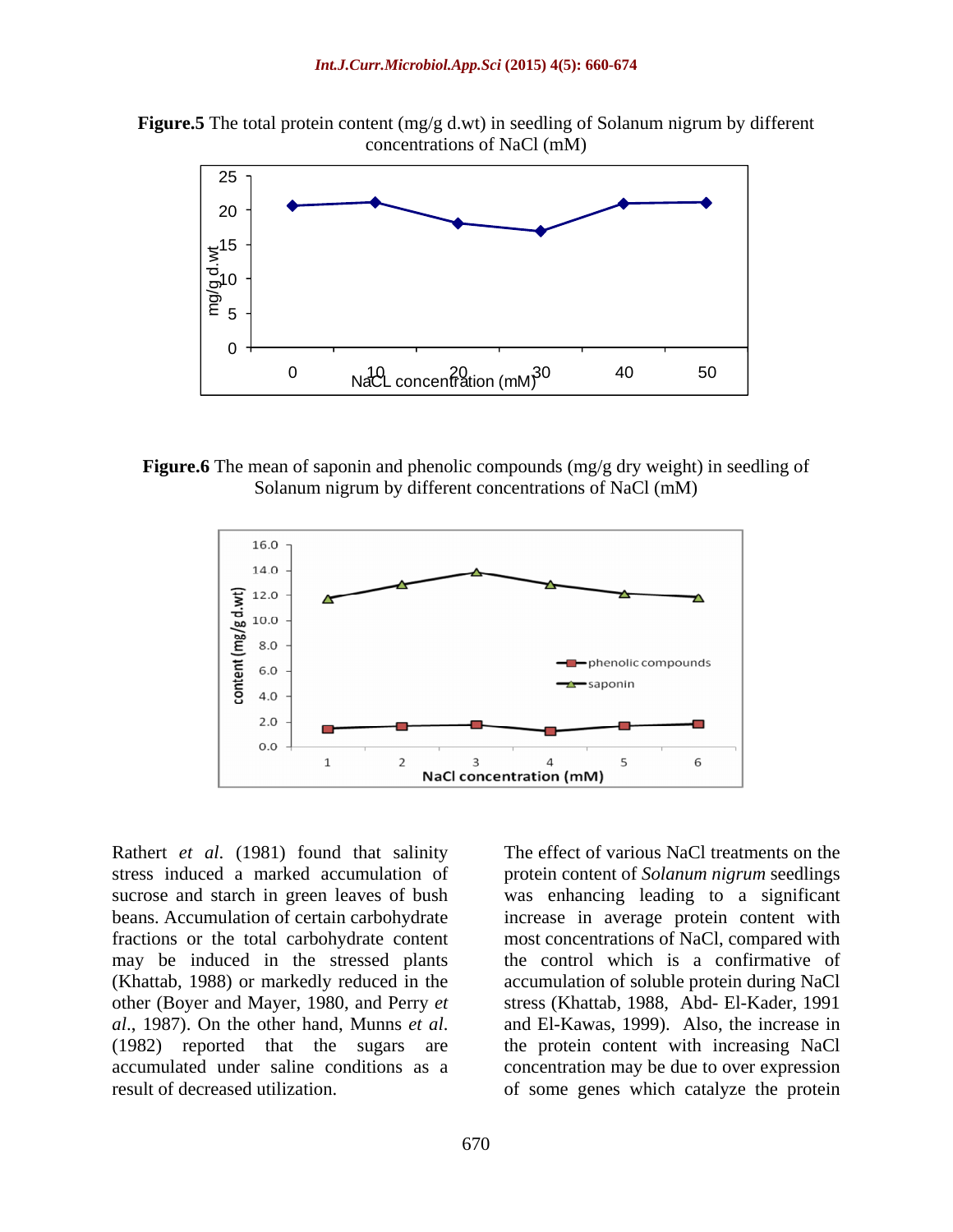**Figure.5** The total protein content (mg/g d.wt) in seedling of Solanum nigrum by different concentrations of NaCl (mM)

mg/g d.wt

25
20
15
10
5
0

0 10 20 30 40 50

NaCL concentration (mM)

**Figure.6** The mean of saponin and phenolic compounds (mg/g dry weight) in seedling of Solanum nigrum by different concentrations of NaCl (mM)

content (mg/g d.wt)

16.0
14.0
12.0
10.0
8.0
6.0
4.0
2.0
0.0

1 2 3 4 5 6

NaCl concentration (mM)

phenolic compounds
saponin

Rathert *et al.* (1981) found that salinity stress induced a marked accumulation of sucrose and starch in green leaves of bush beans. Accumulation of certain carbohydrate fractions or the total carbohydrate content may be induced in the stressed plants (Khattab, 1988) or markedly reduced in the other (Boyer and Mayer, 1980, and Perry *et al*., 1987). On the other hand, Munns *et al*. (1982) reported that the sugars are accumulated under saline conditions as a result of decreased utilization.

The effect of various NaCl treatments on the protein content of *Solanum nigrum* seedlings was enhancing leading to a significant increase in average protein content with most concentrations of NaCl, compared with the control which is a confirmative of accumulation of soluble protein during NaCl stress (Khattab, 1988, Abd- El-Kader, 1991 and El-Kawas, 1999). Also, the increase in the protein content with increasing NaCl concentration may be due to over expression of some genes which catalyze the protein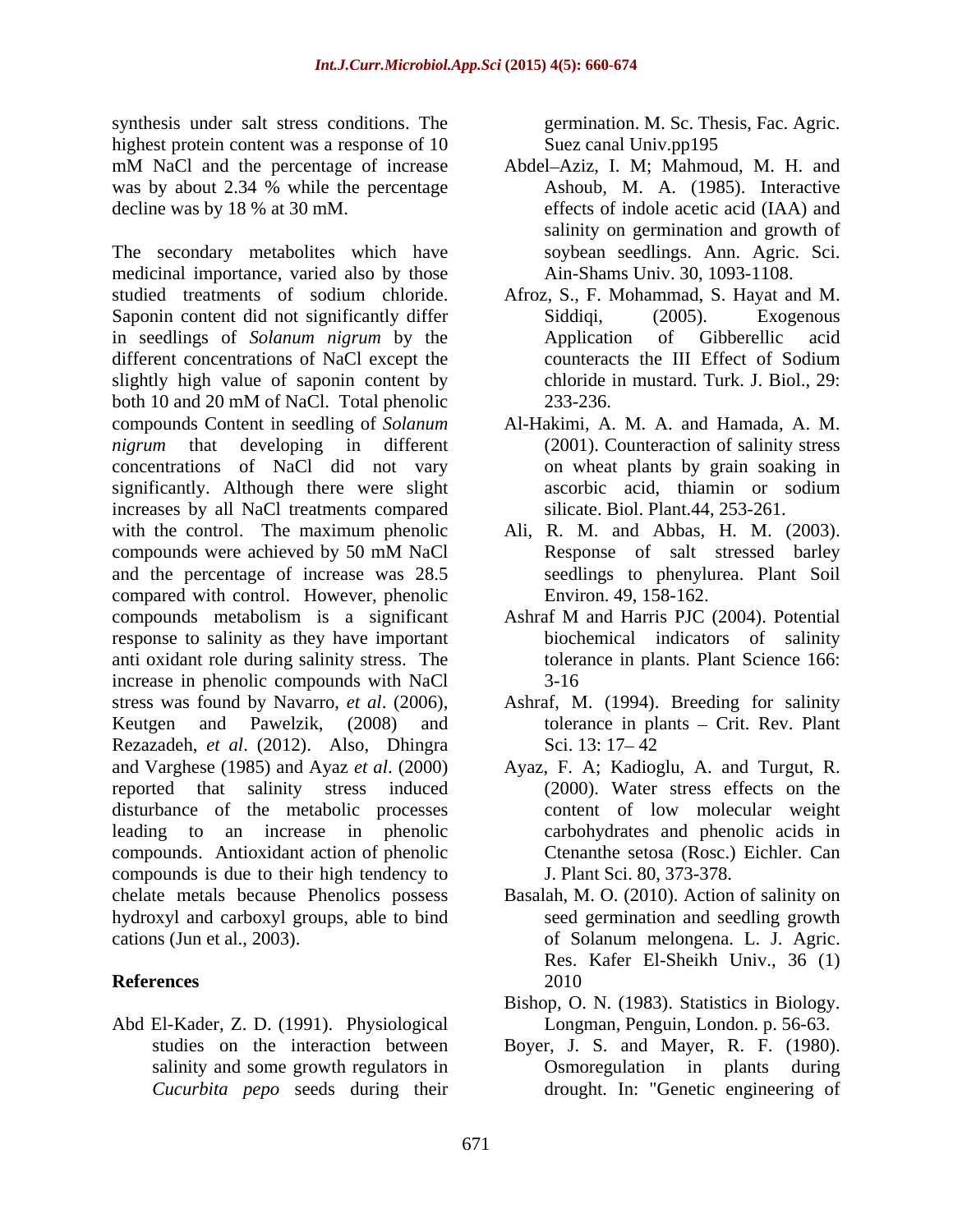synthesis under salt stress conditions. The highest protein content was a response of 10 mM NaCl and the percentage of increase was by about 2.34 % while the percentage decline was by 18 % at 30 mM.

The secondary metabolites which have medicinal importance, varied also by those studied treatments of sodium chloride. Saponin content did not significantly differ in seedlings of *Solanum nigrum* by the different concentrations of NaCl except the slightly high value of saponin content by both 10 and 20 mM of NaCl. Total phenolic compounds Content in seedling of *Solanum nigrum* that developing in different concentrations of NaCl did not vary significantly. Although there were slight increases by all NaCl treatments compared with the control. The maximum phenolic compounds were achieved by 50 mM NaCl and the percentage of increase was 28.5 compared with control. However, phenolic compounds metabolism is a significant response to salinity as they have important anti oxidant role during salinity stress. The increase in phenolic compounds with NaCl stress was found by Navarro, *et al*. (2006), Keutgen and Pawelzik, (2008) and Rezazadeh, *et al*. (2012). Also, Dhingra and Varghese (1985) and Ayaz *et al*. (2000) reported that salinity stress induced disturbance of the metabolic processes leading to an increase in phenolic compounds. Antioxidant action of phenolic compounds is due to their high tendency to chelate metals because Phenolics possess hydroxyl and carboxyl groups, able to bind cations (Jun et al., 2003).

## References

Abd El-Kader, Z. D. (1991). Physiological studies on the interaction between salinity and some growth regulators in *Cucurbita pepo* seeds during their germination. M. Sc. Thesis, Fac. Agric. Suez canal Univ.pp195

Abdel–Aziz, I. M; Mahmoud, M. H. and Ashoub, M. A. (1985). Interactive effects of indole acetic acid (IAA) and salinity on germination and growth of soybean seedlings. Ann. Agric. Sci. Ain-Shams Univ. 30, 1093-1108.

Afroz, S., F. Mohammad, S. Hayat and M. Siddiqi, (2005). Exogenous Application of Gibberellic acid counteracts the III Effect of Sodium chloride in mustard. Turk. J. Biol., 29: 233-236.

Al-Hakimi, A. M. A. and Hamada, A. M. (2001). Counteraction of salinity stress on wheat plants by grain soaking in ascorbic acid, thiamin or sodium silicate. Biol. Plant.44, 253-261.

Ali, R. M. and Abbas, H. M. (2003). Response of salt stressed barley seedlings to phenylurea. Plant Soil Environ. 49, 158-162.

Ashraf M and Harris PJC (2004). Potential biochemical indicators of salinity tolerance in plants. Plant Science 166: 3-16

Ashraf, M. (1994). Breeding for salinity tolerance in plants – Crit. Rev. Plant Sci. 13: 17– 42

Ayaz, F. A; Kadioglu, A. and Turgut, R. (2000). Water stress effects on the content of low molecular weight carbohydrates and phenolic acids in Ctenanthe setosa (Rosc.) Eichler. Can J. Plant Sci. 80, 373-378.

Basalah, M. O. (2010). Action of salinity on seed germination and seedling growth of Solanum melongena. L. J. Agric. Res. Kafer El-Sheikh Univ., 36 (1) 2010

Bishop, O. N. (1983). Statistics in Biology. Longman, Penguin, London. p. 56-63.

Boyer, J. S. and Mayer, R. F. (1980). Osmoregulation in plants during drought. In: "Genetic engineering of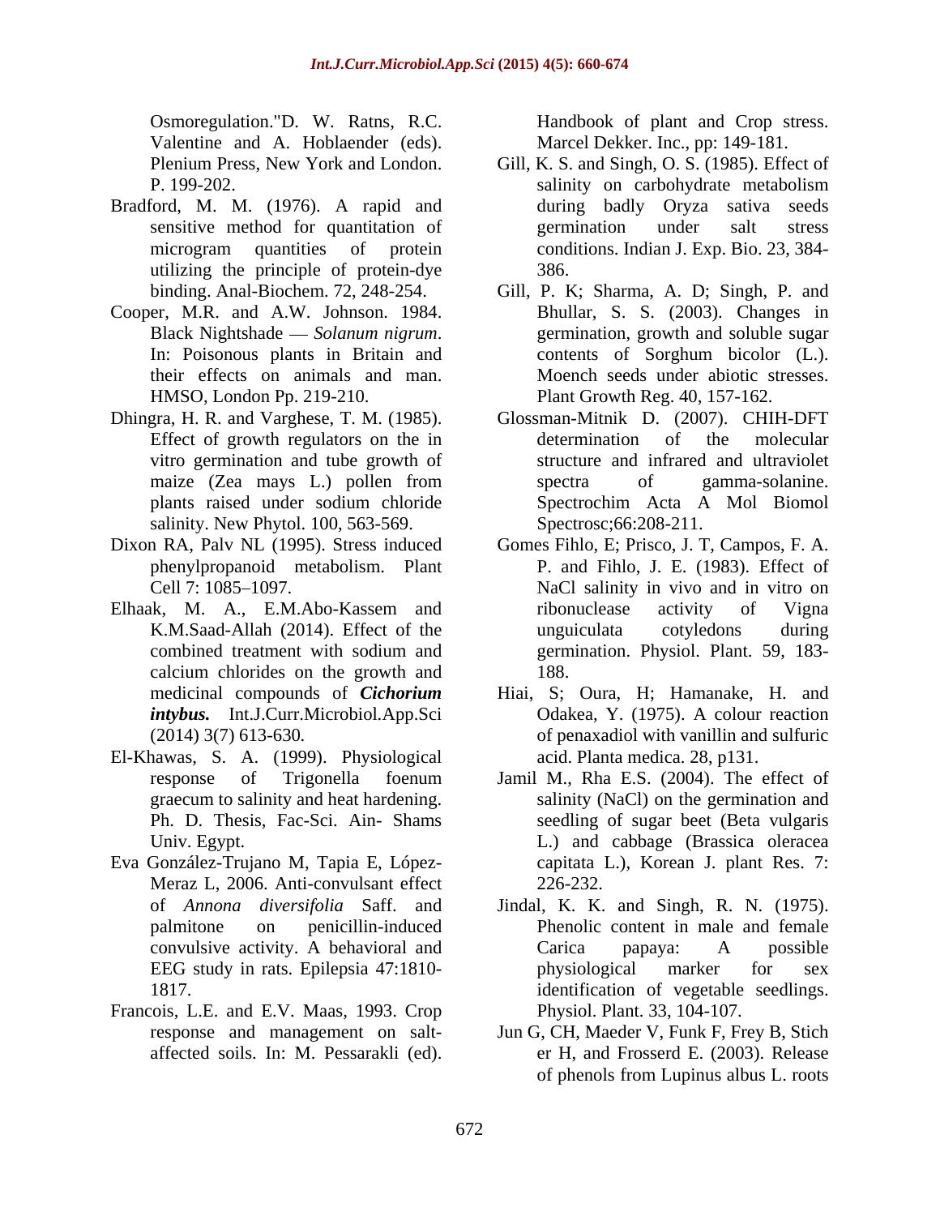Osmoregulation."D. W. Ratns, R.C. Valentine and A. Hoblaender (eds). Plenium Press, New York and London. P. 199-202.

Bradford, M. M. (1976). A rapid and sensitive method for quantitation of microgram quantities of protein utilizing the principle of protein-dye binding. Anal-Biochem. 72, 248-254.

Cooper, M.R. and A.W. Johnson. 1984. Black Nightshade — *Solanum nigrum*. In: Poisonous plants in Britain and their effects on animals and man. HMSO, London Pp. 219-210.

Dhingra, H. R. and Varghese, T. M. (1985). Effect of growth regulators on the in vitro germination and tube growth of maize (Zea mays L.) pollen from plants raised under sodium chloride salinity. New Phytol. 100, 563-569.

Dixon RA, Palv NL (1995). Stress induced phenylpropanoid metabolism. Plant Cell 7: 1085–1097.

Elhaak, M. A., E.M.Abo-Kassem and K.M.Saad-Allah (2014). Effect of the combined treatment with sodium and calcium chlorides on the growth and medicinal compounds of ***Cichorium intybus.*** Int.J.Curr.Microbiol.App.Sci (2014) 3(7) 613-630.

El-Khawas, S. A. (1999). Physiological response of Trigonella foenum graecum to salinity and heat hardening. Ph. D. Thesis, Fac-Sci. Ain- Shams Univ. Egypt.

Eva González-Trujano M, Tapia E, López-Meraz L, 2006. Anti-convulsant effect of *Annona diversifolia* Saff. and palmitone on penicillin-induced convulsive activity. A behavioral and EEG study in rats. Epilepsia 47:1810-1817.

Francois, L.E. and E.V. Maas, 1993. Crop response and management on salt-affected soils. In: M. Pessarakli (ed). Handbook of plant and Crop stress. Marcel Dekker. Inc., pp: 149-181.

Gill, K. S. and Singh, O. S. (1985). Effect of salinity on carbohydrate metabolism during badly Oryza sativa seeds germination under salt stress conditions. Indian J. Exp. Bio. 23, 384-386.

Gill, P. K; Sharma, A. D; Singh, P. and Bhullar, S. S. (2003). Changes in germination, growth and soluble sugar contents of Sorghum bicolor (L.). Moench seeds under abiotic stresses. Plant Growth Reg. 40, 157-162.

Glossman-Mitnik D. (2007). CHIH-DFT determination of the molecular structure and infrared and ultraviolet spectra of gamma-solanine. Spectrochim Acta A Mol Biomol Spectrosc;66:208-211.

Gomes Fihlo, E; Prisco, J. T, Campos, F. A. P. and Fihlo, J. E. (1983). Effect of NaCl salinity in vivo and in vitro on ribonuclease activity of Vigna unguiculata cotyledons during germination. Physiol. Plant. 59, 183-188.

Hiai, S; Oura, H; Hamanake, H. and Odakea, Y. (1975). A colour reaction of penaxadiol with vanillin and sulfuric acid. Planta medica. 28, p131.

Jamil M., Rha E.S. (2004). The effect of salinity (NaCl) on the germination and seedling of sugar beet (Beta vulgaris L.) and cabbage (Brassica oleracea capitata L.), Korean J. plant Res. 7: 226-232.

Jindal, K. K. and Singh, R. N. (1975). Phenolic content in male and female Carica papaya: A possible physiological marker for sex identification of vegetable seedlings. Physiol. Plant. 33, 104-107.

Jun G, CH, Maeder V, Funk F, Frey B, Stich er H, and Frosserd E. (2003). Release of phenols from Lupinus albus L. roots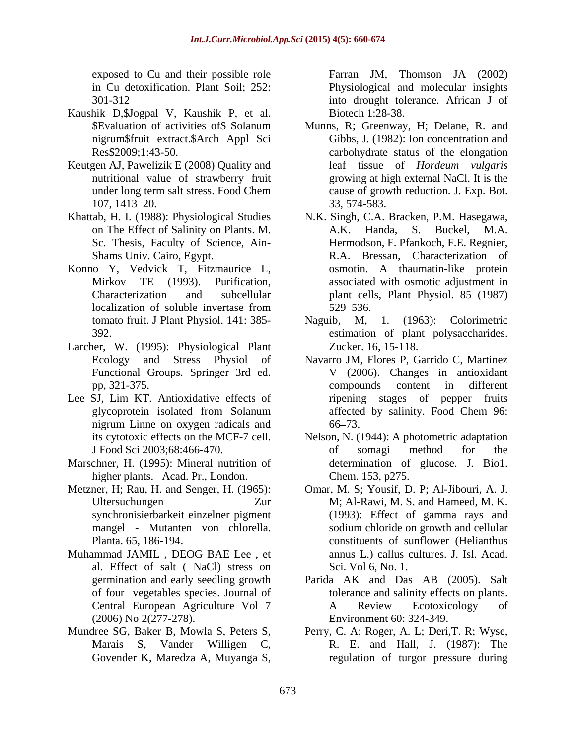exposed to Cu and their possible role in Cu detoxification. Plant Soil; 252: 301-312

Kaushik D,$Jogpal V, Kaushik P, et al. $Evaluation of activities of$ Solanum nigrum$fruit extract.$Arch Appl Sci Res$2009;1:43-50.

Keutgen AJ, Pawelizik E (2008) Quality and nutritional value of strawberry fruit under long term salt stress. Food Chem 107, 1413–20.

Khattab, H. I. (1988): Physiological Studies on The Effect of Salinity on Plants. M. Sc. Thesis, Faculty of Science, Ain-Shams Univ. Cairo, Egypt.

Konno Y, Vedvick T, Fitzmaurice L, Mirkov TE (1993). Purification, Characterization and subcellular localization of soluble invertase from tomato fruit. J Plant Physiol. 141: 385-392.

Larcher, W. (1995): Physiological Plant Ecology and Stress Physiol of Functional Groups. Springer 3rd ed. pp, 321-375.

Lee SJ, Lim KT. Antioxidative effects of glycoprotein isolated from Solanum nigrum Linne on oxygen radicals and its cytotoxic effects on the MCF-7 cell. J Food Sci 2003;68:466-470.

Marschner, H. (1995): Mineral nutrition of higher plants. –Acad. Pr., London.

Metzner, H; Rau, H. and Senger, H. (1965): Ultersuchungen Zur synchronisierbarkeit einzelner pigment mangel - Mutanten von chlorella. Planta. 65, 186-194.

Muhammad JAMIL , DEOG BAE Lee , et al. Effect of salt ( NaCl) stress on germination and early seedling growth of four vegetables species. Journal of Central European Agriculture Vol 7 (2006) No 2(277-278).

Mundree SG, Baker B, Mowla S, Peters S, Marais S, Vander Willigen C, Govender K, Maredza A, Muyanga S, Farran JM, Thomson JA (2002) Physiological and molecular insights into drought tolerance. African J of Biotech 1:28-38.

Munns, R; Greenway, H; Delane, R. and Gibbs, J. (1982): Ion concentration and carbohydrate status of the elongation leaf tissue of *Hordeum vulgaris* growing at high external NaCl. It is the cause of growth reduction. J. Exp. Bot. 33, 574-583.

N.K. Singh, C.A. Bracken, P.M. Hasegawa, A.K. Handa, S. Buckel, M.A. Hermodson, F. Pfankoch, F.E. Regnier, R.A. Bressan, Characterization of osmotin. A thaumatin-like protein associated with osmotic adjustment in plant cells, Plant Physiol. 85 (1987) 529–536.

Naguib, M, 1. (1963): Colorimetric estimation of plant polysaccharides. Zucker. 16, 15-118.

Navarro JM, Flores P, Garrido C, Martinez V (2006). Changes in antioxidant compounds content in different ripening stages of pepper fruits affected by salinity. Food Chem 96: 66–73.

Nelson, N. (1944): A photometric adaptation of somagi method for the determination of glucose. J. Bio1. Chem. 153, p275.

Omar, M. S; Yousif, D. P; Al-Jibouri, A. J. M; Al-Rawi, M. S. and Hameed, M. K. (1993): Effect of gamma rays and sodium chloride on growth and cellular constituents of sunflower (Helianthus annus L.) callus cultures. J. Isl. Acad. Sci. Vol 6, No. 1.

Parida AK and Das AB (2005). Salt tolerance and salinity effects on plants. A Review Ecotoxicology of Environment 60: 324-349.

Perry, C. A; Roger, A. L; Deri,T. R; Wyse, R. E. and Hall, J. (1987): The regulation of turgor pressure during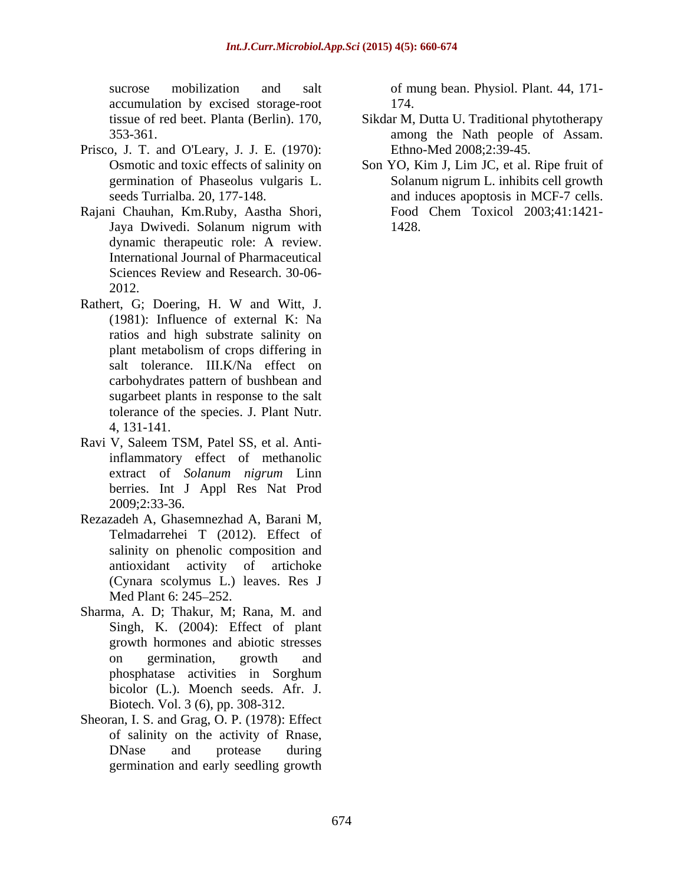sucrose mobilization and salt accumulation by excised storage-root tissue of red beet. Planta (Berlin). 170, 353-361.

Prisco, J. T. and O'Leary, J. J. E. (1970): Osmotic and toxic effects of salinity on germination of Phaseolus vulgaris L. seeds Turrialba. 20, 177-148.

Rajani Chauhan, Km.Ruby, Aastha Shori, Jaya Dwivedi. Solanum nigrum with dynamic therapeutic role: A review. International Journal of Pharmaceutical Sciences Review and Research. 30-06-2012.

Rathert, G; Doering, H. W and Witt, J. (1981): Influence of external K: Na ratios and high substrate salinity on plant metabolism of crops differing in salt tolerance. III.K/Na effect on carbohydrates pattern of bushbean and sugarbeet plants in response to the salt tolerance of the species. J. Plant Nutr. 4, 131-141.

Ravi V, Saleem TSM, Patel SS, et al. Anti-inflammatory effect of methanolic extract of *Solanum nigrum* Linn berries. Int J Appl Res Nat Prod 2009;2:33-36.

Rezazadeh A, Ghasemnezhad A, Barani M, Telmadarrehei T (2012). Effect of salinity on phenolic composition and antioxidant activity of artichoke (Cynara scolymus L.) leaves. Res J Med Plant 6: 245–252.

Sharma, A. D; Thakur, M; Rana, M. and Singh, K. (2004): Effect of plant growth hormones and abiotic stresses on germination, growth and phosphatase activities in Sorghum bicolor (L.). Moench seeds. Afr. J. Biotech. Vol. 3 (6), pp. 308-312.

Sheoran, I. S. and Grag, O. P. (1978): Effect of salinity on the activity of Rnase, DNase and protease during germination and early seedling growth of mung bean. Physiol. Plant. 44, 171-174.

Sikdar M, Dutta U. Traditional phytotherapy among the Nath people of Assam. Ethno-Med 2008;2:39-45.

Son YO, Kim J, Lim JC, et al. Ripe fruit of Solanum nigrum L. inhibits cell growth and induces apoptosis in MCF-7 cells. Food Chem Toxicol 2003;41:1421-1428.